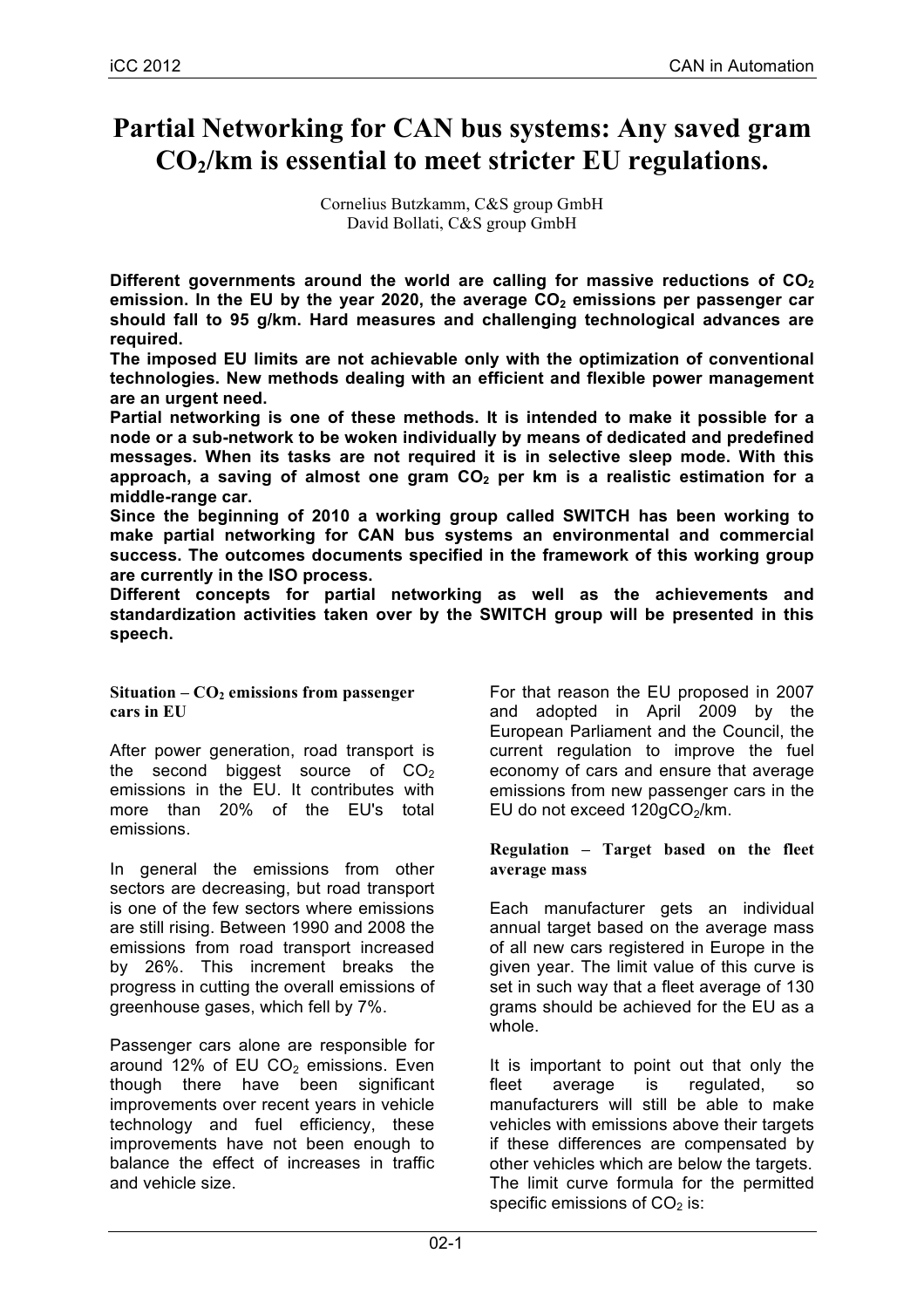# Partial Networking for CAN bus systems: Any saved gram $CO_2$/km is essential to meet stricter EU regulations.

Cornelius Butzkamm, C&S group GmbH
David Bollati, C&S group GmbH

**Different governments around the world are calling for massive reductions of $CO_2$ emission. In the EU by the year 2020, the average $CO_2$ emissions per passenger car should fall to 95 g/km. Hard measures and challenging technological advances are required.**

**The imposed EU limits are not achievable only with the optimization of conventional technologies. New methods dealing with an efficient and flexible power management are an urgent need.**

**Partial networking is one of these methods. It is intended to make it possible for a node or a sub-network to be woken individually by means of dedicated and predefined messages. When its tasks are not required it is in selective sleep mode. With this approach, a saving of almost one gram $CO_2$ per km is a realistic estimation for a middle-range car.**

**Since the beginning of 2010 a working group called SWITCH has been working to make partial networking for CAN bus systems an environmental and commercial success. The outcomes documents specified in the framework of this working group are currently in the ISO process.**

**Different concepts for partial networking as well as the achievements and standardization activities taken over by the SWITCH group will be presented in this speech.**

### Situation – $CO_2$ emissions from passenger cars in EU

After power generation, road transport is the second biggest source of $CO_2$ emissions in the EU. It contributes with more than 20% of the EU's total emissions.

In general the emissions from other sectors are decreasing, but road transport is one of the few sectors where emissions are still rising. Between 1990 and 2008 the emissions from road transport increased by 26%. This increment breaks the progress in cutting the overall emissions of greenhouse gases, which fell by 7%.

Passenger cars alone are responsible for around 12% of EU $CO_2$ emissions. Even though there have been significant improvements over recent years in vehicle technology and fuel efficiency, these improvements have not been enough to balance the effect of increases in traffic and vehicle size.

For that reason the EU proposed in 2007 and adopted in April 2009 by the European Parliament and the Council, the current regulation to improve the fuel economy of cars and ensure that average emissions from new passenger cars in the EU do not exceed 120g$CO_2$/km.

### Regulation – Target based on the fleet average mass

Each manufacturer gets an individual annual target based on the average mass of all new cars registered in Europe in the given year. The limit value of this curve is set in such way that a fleet average of 130 grams should be achieved for the EU as a whole.

It is important to point out that only the fleet average is regulated, so manufacturers will still be able to make vehicles with emissions above their targets if these differences are compensated by other vehicles which are below the targets. The limit curve formula for the permitted specific emissions of $CO_2$ is: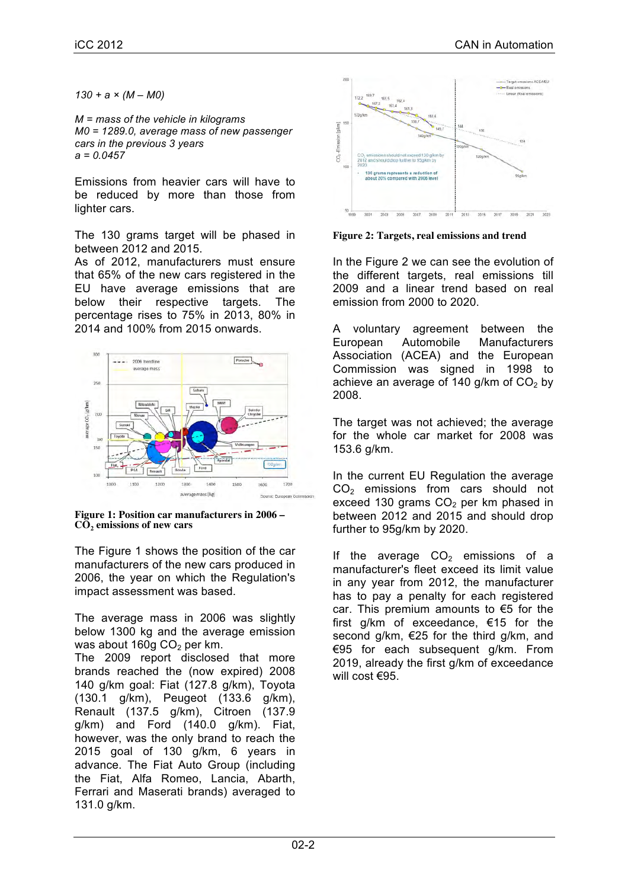$130 + a \times (M - M0)$

*M = mass of the vehicle in kilograms*
*M0 = 1289.0, average mass of new passenger cars in the previous 3 years*
*a = 0.0457*

Emissions from heavier cars will have to be reduced by more than those from lighter cars.

The 130 grams target will be phased in between 2012 and 2015.
As of 2012, manufacturers must ensure that 65% of the new cars registered in the EU have average emissions that are below their respective targets. The percentage rises to 75% in 2013, 80% in 2014 and 100% from 2015 onwards.

**Figure 1: Position car manufacturers in 2006 – $CO_2$ emissions of new cars**

The Figure 1 shows the position of the car manufacturers of the new cars produced in 2006, the year on which the Regulation's impact assessment was based.

The average mass in 2006 was slightly below 1300 kg and the average emission was about 160g $CO_2$ per km.
The 2009 report disclosed that more brands reached the (now expired) 2008 140 g/km goal: Fiat (127.8 g/km), Toyota (130.1 g/km), Peugeot (133.6 g/km), Renault (137.5 g/km), Citroen (137.9 g/km) and Ford (140.0 g/km). Fiat, however, was the only brand to reach the 2015 goal of 130 g/km, 6 years in advance. The Fiat Auto Group (including the Fiat, Alfa Romeo, Lancia, Abarth, Ferrari and Maserati brands) averaged to 131.0 g/km.

**Figure 2: Targets, real emissions and trend**

In the Figure 2 we can see the evolution of the different targets, real emissions till 2009 and a linear trend based on real emission from 2000 to 2020.

A voluntary agreement between the European Automobile Manufacturers Association (ACEA) and the European Commission was signed in 1998 to achieve an average of 140 g/km of $CO_2$ by 2008.

The target was not achieved; the average for the whole car market for 2008 was 153.6 g/km.

In the current EU Regulation the average $CO_2$ emissions from cars should not exceed 130 grams $CO_2$ per km phased in between 2012 and 2015 and should drop further to 95g/km by 2020.

If the average $CO_2$ emissions of a manufacturer's fleet exceed its limit value in any year from 2012, the manufacturer has to pay a penalty for each registered car. This premium amounts to €5 for the first g/km of exceedance, €15 for the second g/km, €25 for the third g/km, and €95 for each subsequent g/km. From 2019, already the first g/km of exceedance will cost €95.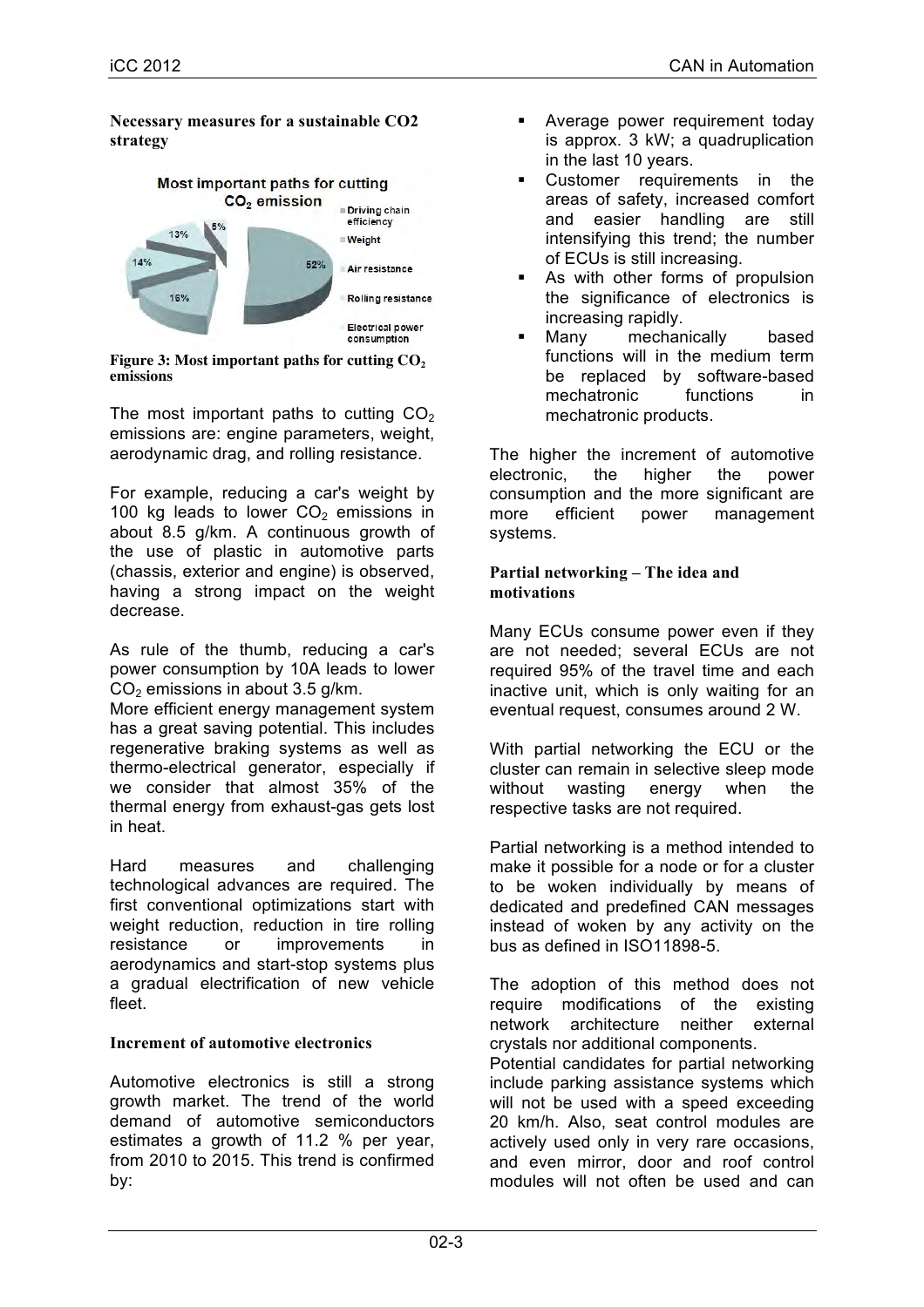### Necessary measures for a sustainable CO2 strategy

Figure 3: Most important paths for cutting $CO_2$ emissions

The most important paths to cutting $CO_2$ emissions are: engine parameters, weight, aerodynamic drag, and rolling resistance.

For example, reducing a car's weight by 100 kg leads to lower $CO_2$ emissions in about 8.5 g/km. A continuous growth of the use of plastic in automotive parts (chassis, exterior and engine) is observed, having a strong impact on the weight decrease.

As rule of the thumb, reducing a car's power consumption by 10A leads to lower $CO_2$ emissions in about 3.5 g/km.
More efficient energy management system has a great saving potential. This includes regenerative braking systems as well as thermo-electrical generator, especially if we consider that almost 35% of the thermal energy from exhaust-gas gets lost in heat.

Hard measures and challenging technological advances are required. The first conventional optimizations start with weight reduction, reduction in tire rolling resistance or improvements in aerodynamics and start-stop systems plus a gradual electrification of new vehicle fleet.

### Increment of automotive electronics

Automotive electronics is still a strong growth market. The trend of the world demand of automotive semiconductors estimates a growth of 11.2 % per year, from 2010 to 2015. This trend is confirmed by:

- Average power requirement today is approx. 3 kW; a quadruplication in the last 10 years.
- Customer requirements in the areas of safety, increased comfort and easier handling are still intensifying this trend; the number of ECUs is still increasing.
- As with other forms of propulsion the significance of electronics is increasing rapidly.
- Many mechanically based functions will in the medium term be replaced by software-based mechatronic functions in mechatronic products.

The higher the increment of automotive electronic, the higher the power consumption and the more significant are more efficient power management systems.

### Partial networking – The idea and motivations

Many ECUs consume power even if they are not needed; several ECUs are not required 95% of the travel time and each inactive unit, which is only waiting for an eventual request, consumes around 2 W.

With partial networking the ECU or the cluster can remain in selective sleep mode without wasting energy when the respective tasks are not required.

Partial networking is a method intended to make it possible for a node or for a cluster to be woken individually by means of dedicated and predefined CAN messages instead of woken by any activity on the bus as defined in ISO11898-5.

The adoption of this method does not require modifications of the existing network architecture neither external crystals nor additional components.
Potential candidates for partial networking include parking assistance systems which will not be used with a speed exceeding 20 km/h. Also, seat control modules are actively used only in very rare occasions, and even mirror, door and roof control modules will not often be used and can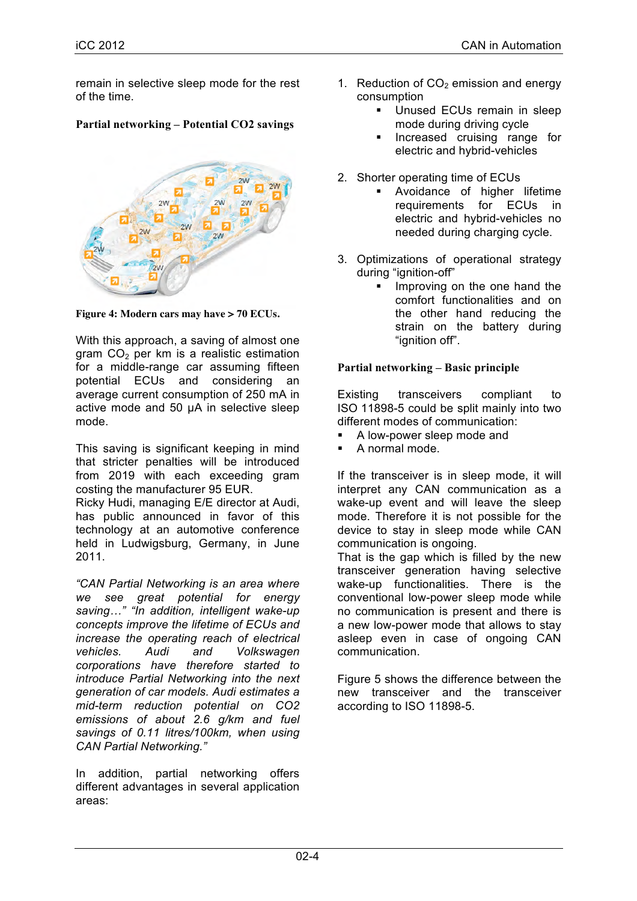remain in selective sleep mode for the rest of the time.

**Partial networking – Potential CO2 savings**

**Figure 4: Modern cars may have > 70 ECUs.**

With this approach, a saving of almost one gram $CO_2$ per km is a realistic estimation for a middle-range car assuming fifteen potential ECUs and considering an average current consumption of 250 mA in active mode and 50 µA in selective sleep mode.

This saving is significant keeping in mind that stricter penalties will be introduced from 2019 with each exceeding gram costing the manufacturer 95 EUR.
Ricky Hudi, managing E/E director at Audi, has public announced in favor of this technology at an automotive conference held in Ludwigsburg, Germany, in June 2011.

*"CAN Partial Networking is an area where we see great potential for energy saving…" "In addition, intelligent wake-up concepts improve the lifetime of ECUs and increase the operating reach of electrical vehicles. Audi and Volkswagen corporations have therefore started to introduce Partial Networking into the next generation of car models. Audi estimates a mid-term reduction potential on CO2 emissions of about 2.6 g/km and fuel savings of 0.11 litres/100km, when using CAN Partial Networking."*

In addition, partial networking offers different advantages in several application areas:

1. Reduction of $CO_2$ emission and energy consumption
   - Unused ECUs remain in sleep mode during driving cycle
   - Increased cruising range for electric and hybrid-vehicles

2. Shorter operating time of ECUs
   - Avoidance of higher lifetime requirements for ECUs in electric and hybrid-vehicles no needed during charging cycle.

3. Optimizations of operational strategy during "ignition-off"
   - Improving on the one hand the comfort functionalities and on the other hand reducing the strain on the battery during "ignition off".

**Partial networking – Basic principle**

Existing transceivers compliant to ISO 11898-5 could be split mainly into two different modes of communication:

- A low-power sleep mode and
- A normal mode.

If the transceiver is in sleep mode, it will interpret any CAN communication as a wake-up event and will leave the sleep mode. Therefore it is not possible for the device to stay in sleep mode while CAN communication is ongoing.
That is the gap which is filled by the new transceiver generation having selective wake-up functionalities. There is the conventional low-power sleep mode while no communication is present and there is a new low-power mode that allows to stay asleep even in case of ongoing CAN communication.

Figure 5 shows the difference between the new transceiver and the transceiver according to ISO 11898-5.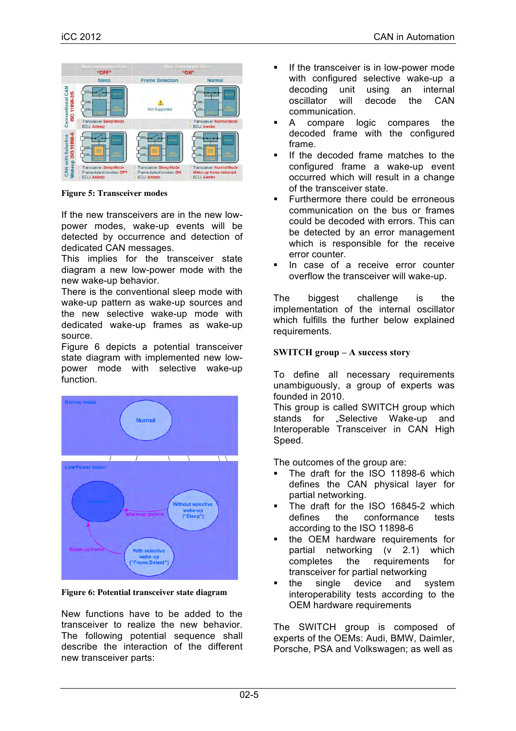**Figure 5: Transceiver modes**

If the new transceivers are in the new low-power modes, wake-up events will be detected by occurrence and detection of dedicated CAN messages.
This implies for the transceiver state diagram a new low-power mode with the new wake-up behavior.
There is the conventional sleep mode with wake-up pattern as wake-up sources and the new selective wake-up mode with dedicated wake-up frames as wake-up source.
Figure 6 depicts a potential transceiver state diagram with implemented new low-power mode with selective wake-up function.

**Figure 6: Potential transceiver state diagram**

New functions have to be added to the transceiver to realize the new behavior. The following potential sequence shall describe the interaction of the different new transceiver parts:

- If the transceiver is in low-power mode with configured selective wake-up a decoding unit using an internal oscillator will decode the CAN communication.
- A compare logic compares the decoded frame with the configured frame.
- If the decoded frame matches to the configured frame a wake-up event occurred which will result in a change of the transceiver state.
- Furthermore there could be erroneous communication on the bus or frames could be decoded with errors. This can be detected by an error management which is responsible for the receive error counter.
- In case of a receive error counter overflow the transceiver will wake-up.

The biggest challenge is the implementation of the internal oscillator which fulfills the further below explained requirements.

**SWITCH group – A success story**

To define all necessary requirements unambiguously, a group of experts was founded in 2010.
This group is called SWITCH group which stands for „Selective Wake-up and Interoperable Transceiver in CAN High Speed.

The outcomes of the group are:

- The draft for the ISO 11898-6 which defines the CAN physical layer for partial networking.
- The draft for the ISO 16845-2 which defines the conformance tests according to the ISO 11898-6
- the OEM hardware requirements for partial networking (v 2.1) which completes the requirements for transceiver for partial networking
- the single device and system interoperability tests according to the OEM hardware requirements

The SWITCH group is composed of experts of the OEMs: Audi, BMW, Daimler, Porsche, PSA and Volkswagen; as well as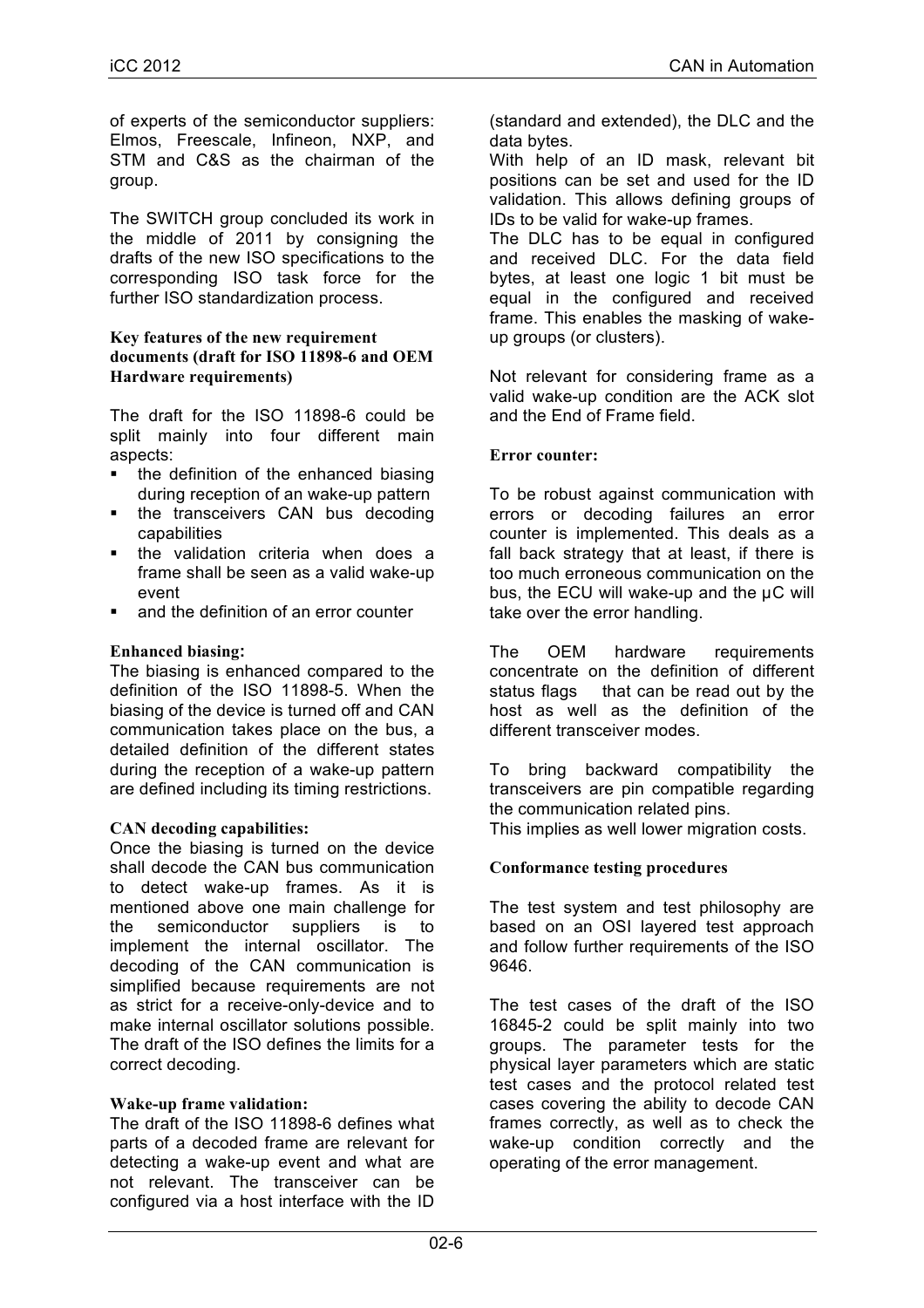of experts of the semiconductor suppliers: Elmos, Freescale, Infineon, NXP, and STM and C&S as the chairman of the group.

The SWITCH group concluded its work in the middle of 2011 by consigning the drafts of the new ISO specifications to the corresponding ISO task force for the further ISO standardization process.

**Key features of the new requirement documents (draft for ISO 11898-6 and OEM Hardware requirements)**

The draft for the ISO 11898-6 could be split mainly into four different main aspects:

- the definition of the enhanced biasing during reception of an wake-up pattern
- the transceivers CAN bus decoding capabilities
- the validation criteria when does a frame shall be seen as a valid wake-up event
- and the definition of an error counter

**Enhanced biasing:**

The biasing is enhanced compared to the definition of the ISO 11898-5. When the biasing of the device is turned off and CAN communication takes place on the bus, a detailed definition of the different states during the reception of a wake-up pattern are defined including its timing restrictions.

**CAN decoding capabilities:**

Once the biasing is turned on the device shall decode the CAN bus communication to detect wake-up frames. As it is mentioned above one main challenge for the semiconductor suppliers is to implement the internal oscillator. The decoding of the CAN communication is simplified because requirements are not as strict for a receive-only-device and to make internal oscillator solutions possible. The draft of the ISO defines the limits for a correct decoding.

**Wake-up frame validation:**

The draft of the ISO 11898-6 defines what parts of a decoded frame are relevant for detecting a wake-up event and what are not relevant. The transceiver can be configured via a host interface with the ID (standard and extended), the DLC and the data bytes.

With help of an ID mask, relevant bit positions can be set and used for the ID validation. This allows defining groups of IDs to be valid for wake-up frames.

The DLC has to be equal in configured and received DLC. For the data field bytes, at least one logic 1 bit must be equal in the configured and received frame. This enables the masking of wake-up groups (or clusters).

Not relevant for considering frame as a valid wake-up condition are the ACK slot and the End of Frame field.

**Error counter:**

To be robust against communication with errors or decoding failures an error counter is implemented. This deals as a fall back strategy that at least, if there is too much erroneous communication on the bus, the ECU will wake-up and the µC will take over the error handling.

The OEM hardware requirements concentrate on the definition of different status flags that can be read out by the host as well as the definition of the different transceiver modes.

To bring backward compatibility the transceivers are pin compatible regarding the communication related pins.

This implies as well lower migration costs.

**Conformance testing procedures**

The test system and test philosophy are based on an OSI layered test approach and follow further requirements of the ISO 9646.

The test cases of the draft of the ISO 16845-2 could be split mainly into two groups. The parameter tests for the physical layer parameters which are static test cases and the protocol related test cases covering the ability to decode CAN frames correctly, as well as to check the wake-up condition correctly and the operating of the error management.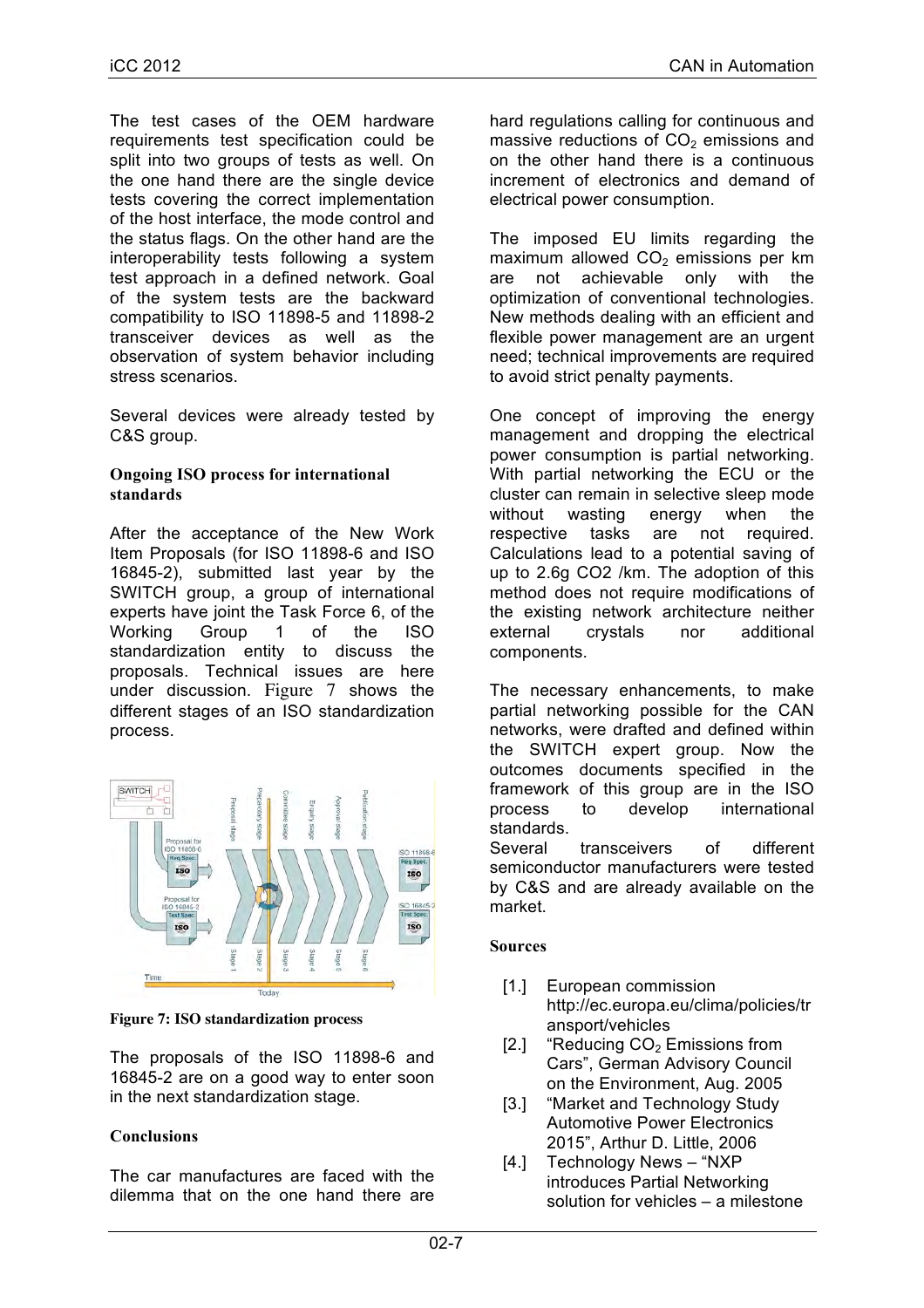The test cases of the OEM hardware requirements test specification could be split into two groups of tests as well. On the one hand there are the single device tests covering the correct implementation of the host interface, the mode control and the status flags. On the other hand are the interoperability tests following a system test approach in a defined network. Goal of the system tests are the backward compatibility to ISO 11898-5 and 11898-2 transceiver devices as well as the observation of system behavior including stress scenarios.

Several devices were already tested by C&S group.

### Ongoing ISO process for international standards

After the acceptance of the New Work Item Proposals (for ISO 11898-6 and ISO 16845-2), submitted last year by the SWITCH group, a group of international experts have joint the Task Force 6, of the Working Group 1 of the ISO standardization entity to discuss the proposals. Technical issues are here under discussion. Figure 7 shows the different stages of an ISO standardization process.

**Figure 7: ISO standardization process**

The proposals of the ISO 11898-6 and 16845-2 are on a good way to enter soon in the next standardization stage.

### Conclusions

The car manufactures are faced with the dilemma that on the one hand there are hard regulations calling for continuous and massive reductions of $CO_2$ emissions and on the other hand there is a continuous increment of electronics and demand of electrical power consumption.

The imposed EU limits regarding the maximum allowed $CO_2$ emissions per km are not achievable only with the optimization of conventional technologies. New methods dealing with an efficient and flexible power management are an urgent need; technical improvements are required to avoid strict penalty payments.

One concept of improving the energy management and dropping the electrical power consumption is partial networking. With partial networking the ECU or the cluster can remain in selective sleep mode without wasting energy when the respective tasks are not required. Calculations lead to a potential saving of up to 2.6g CO2 /km. The adoption of this method does not require modifications of the existing network architecture neither external crystals nor additional components.

The necessary enhancements, to make partial networking possible for the CAN networks, were drafted and defined within the SWITCH expert group. Now the outcomes documents specified in the framework of this group are in the ISO process to develop international standards.

Several transceivers of different semiconductor manufacturers were tested by C&S and are already available on the market.

### Sources

[1.] European commission http://ec.europa.eu/clima/policies/transport/vehicles

[2.] "Reducing $CO_2$ Emissions from Cars", German Advisory Council on the Environment, Aug. 2005

[3.] "Market and Technology Study Automotive Power Electronics 2015", Arthur D. Little, 2006

[4.] Technology News – "NXP introduces Partial Networking solution for vehicles – a milestone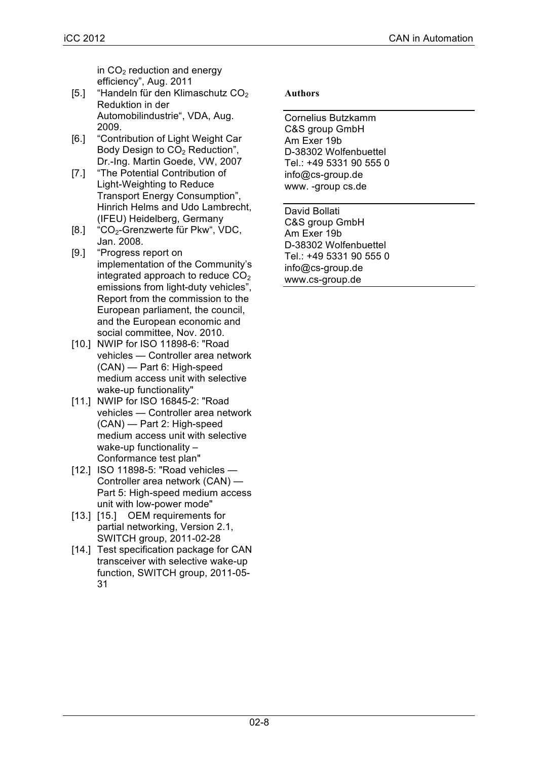in $CO_2$ reduction and energy efficiency", Aug. 2011

[5.] "Handeln für den Klimaschutz $CO_2$ Reduktion in der Automobilindustrie", VDA, Aug. 2009.

[6.] "Contribution of Light Weight Car Body Design to $CO_2$ Reduction", Dr.-Ing. Martin Goede, VW, 2007

[7.] "The Potential Contribution of Light-Weighting to Reduce Transport Energy Consumption", Hinrich Helms and Udo Lambrecht, (IFEU) Heidelberg, Germany

[8.] "$CO_2$-Grenzwerte für Pkw", VDC, Jan. 2008.

[9.] "Progress report on implementation of the Community's integrated approach to reduce $CO_2$ emissions from light-duty vehicles", Report from the commission to the European parliament, the council, and the European economic and social committee, Nov. 2010.

[10.] NWIP for ISO 11898-6: "Road vehicles — Controller area network (CAN) — Part 6: High-speed medium access unit with selective wake-up functionality"

[11.] NWIP for ISO 16845-2: "Road vehicles — Controller area network (CAN) — Part 2: High-speed medium access unit with selective wake-up functionality – Conformance test plan"

[12.] ISO 11898-5: "Road vehicles — Controller area network (CAN) — Part 5: High-speed medium access unit with low-power mode"

[13.] [15.] OEM requirements for partial networking, Version 2.1, SWITCH group, 2011-02-28

[14.] Test specification package for CAN transceiver with selective wake-up function, SWITCH group, 2011-05-31

**Authors**

Cornelius Butzkamm
C&S group GmbH
Am Exer 19b
D-38302 Wolfenbuettel
Tel.: +49 5331 90 555 0
info@cs-group.de
www. -group cs.de

David Bollati
C&S group GmbH
Am Exer 19b
D-38302 Wolfenbuettel
Tel.: +49 5331 90 555 0
info@cs-group.de
www.cs-group.de